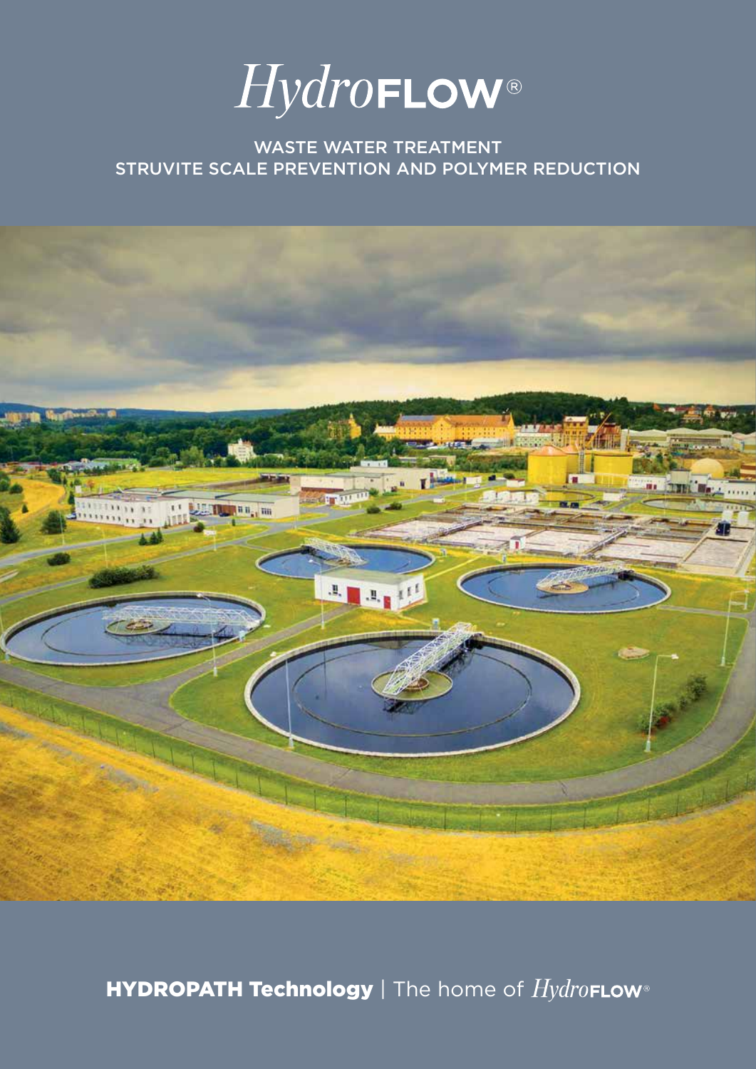# *Hydro*FLOW®

WASTE WATER TREATMENT
STRUVITE SCALE PREVENTION AND POLYMER REDUCTION

**HYDROPATH Technology** | The home of *Hydro*FLOW®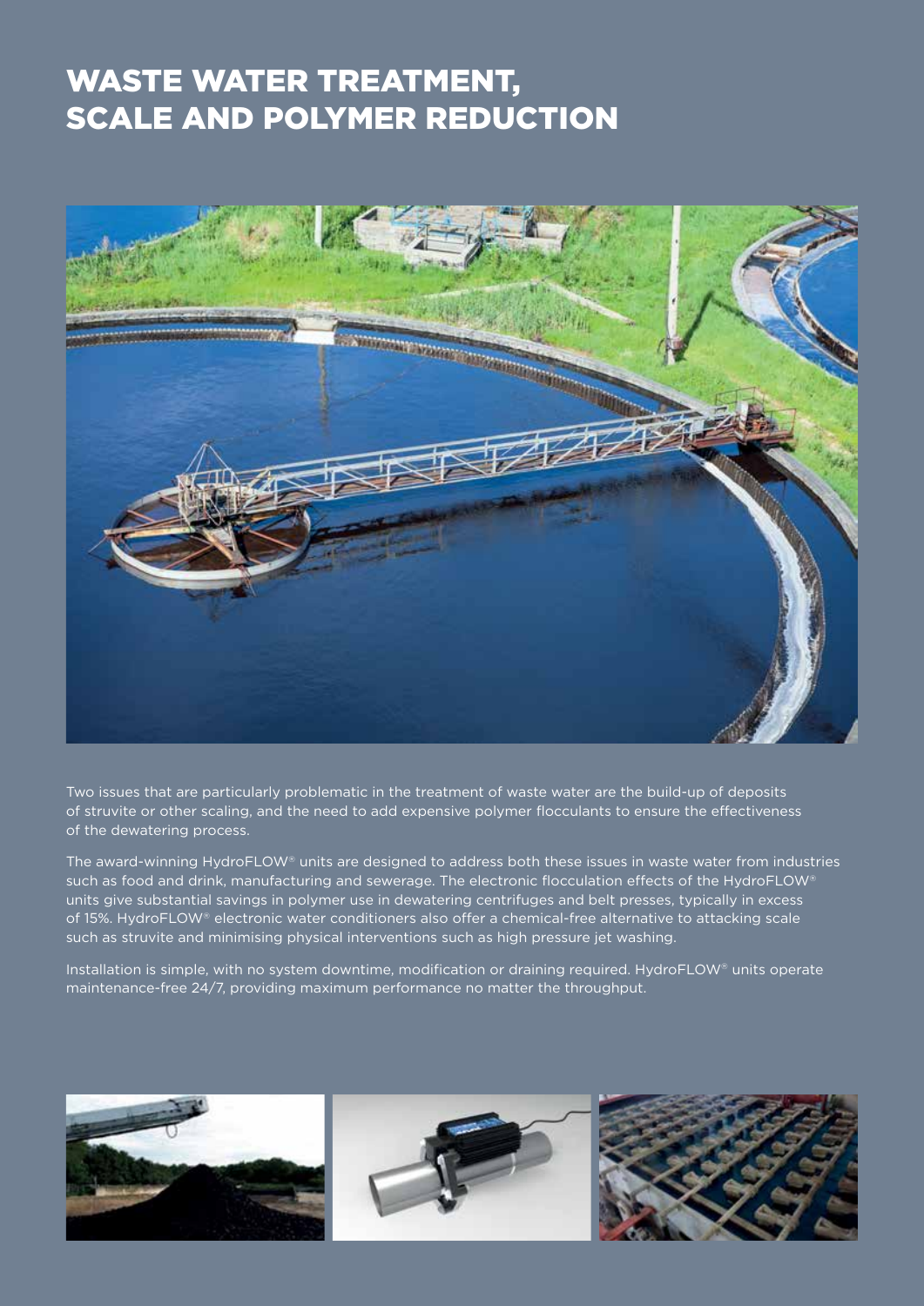# WASTE WATER TREATMENT, SCALE AND POLYMER REDUCTION

Two issues that are particularly problematic in the treatment of waste water are the build-up of deposits of struvite or other scaling, and the need to add expensive polymer flocculants to ensure the effectiveness of the dewatering process.

The award-winning HydroFLOW® units are designed to address both these issues in waste water from industries such as food and drink, manufacturing and sewerage. The electronic flocculation effects of the HydroFLOW® units give substantial savings in polymer use in dewatering centrifuges and belt presses, typically in excess of 15%. HydroFLOW® electronic water conditioners also offer a chemical-free alternative to attacking scale such as struvite and minimising physical interventions such as high pressure jet washing.

Installation is simple, with no system downtime, modification or draining required. HydroFLOW® units operate maintenance-free 24/7, providing maximum performance no matter the throughput.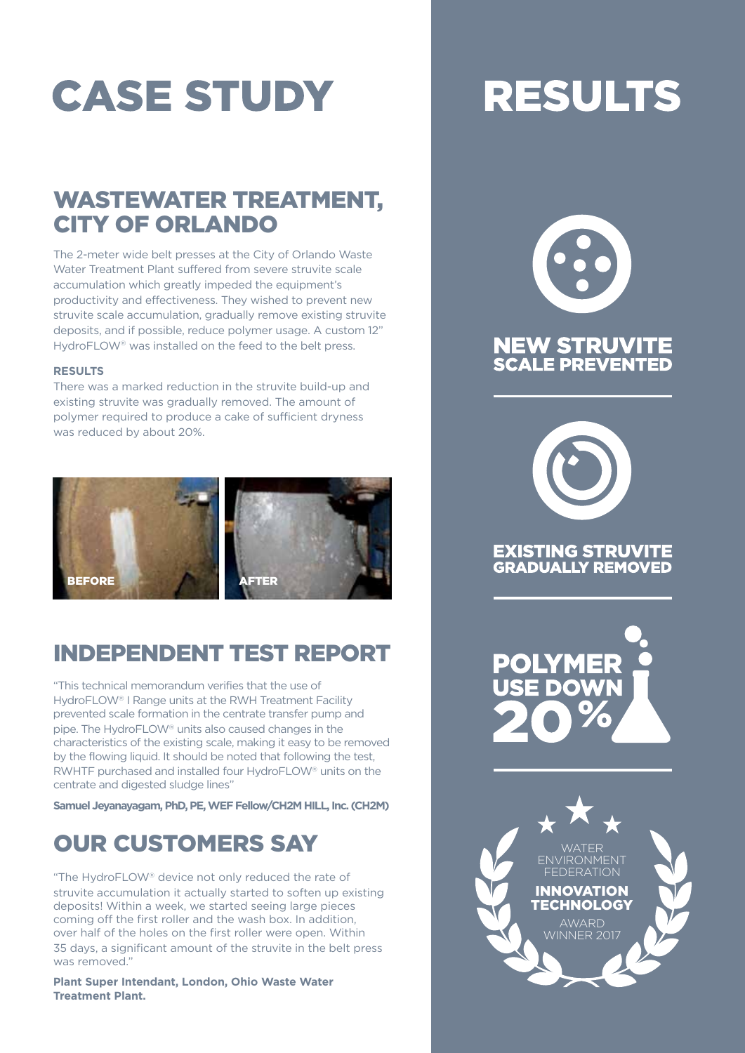# CASE STUDY

## WASTEWATER TREATMENT, CITY OF ORLANDO

The 2-meter wide belt presses at the City of Orlando Waste Water Treatment Plant suffered from severe struvite scale accumulation which greatly impeded the equipment's productivity and effectiveness. They wished to prevent new struvite scale accumulation, gradually remove existing struvite deposits, and if possible, reduce polymer usage. A custom 12" HydroFLOW® was installed on the feed to the belt press.

**RESULTS**

There was a marked reduction in the struvite build-up and existing struvite was gradually removed. The amount of polymer required to produce a cake of sufficient dryness was reduced by about 20%.

BEFORE

AFTER

## INDEPENDENT TEST REPORT

"This technical memorandum verifies that the use of HydroFLOW® I Range units at the RWH Treatment Facility prevented scale formation in the centrate transfer pump and pipe. The HydroFLOW® units also caused changes in the characteristics of the existing scale, making it easy to be removed by the flowing liquid. It should be noted that following the test, RWHTF purchased and installed four HydroFLOW® units on the centrate and digested sludge lines"

**Samuel Jeyanayagam, PhD, PE, WEF Fellow/CH2M HILL, Inc. (CH2M)**

## OUR CUSTOMERS SAY

"The HydroFLOW® device not only reduced the rate of struvite accumulation it actually started to soften up existing deposits! Within a week, we started seeing large pieces coming off the first roller and the wash box. In addition, over half of the holes on the first roller were open. Within 35 days, a significant amount of the struvite in the belt press was removed."

**Plant Super Intendant, London, Ohio Waste Water Treatment Plant.**

# RESULTS

**NEW STRUVITE SCALE PREVENTED**

**EXISTING STRUVITE GRADUALLY REMOVED**

**POLYMER USE DOWN 20%**

WATER ENVIRONMENT FEDERATION **INNOVATION TECHNOLOGY** AWARD WINNER 2017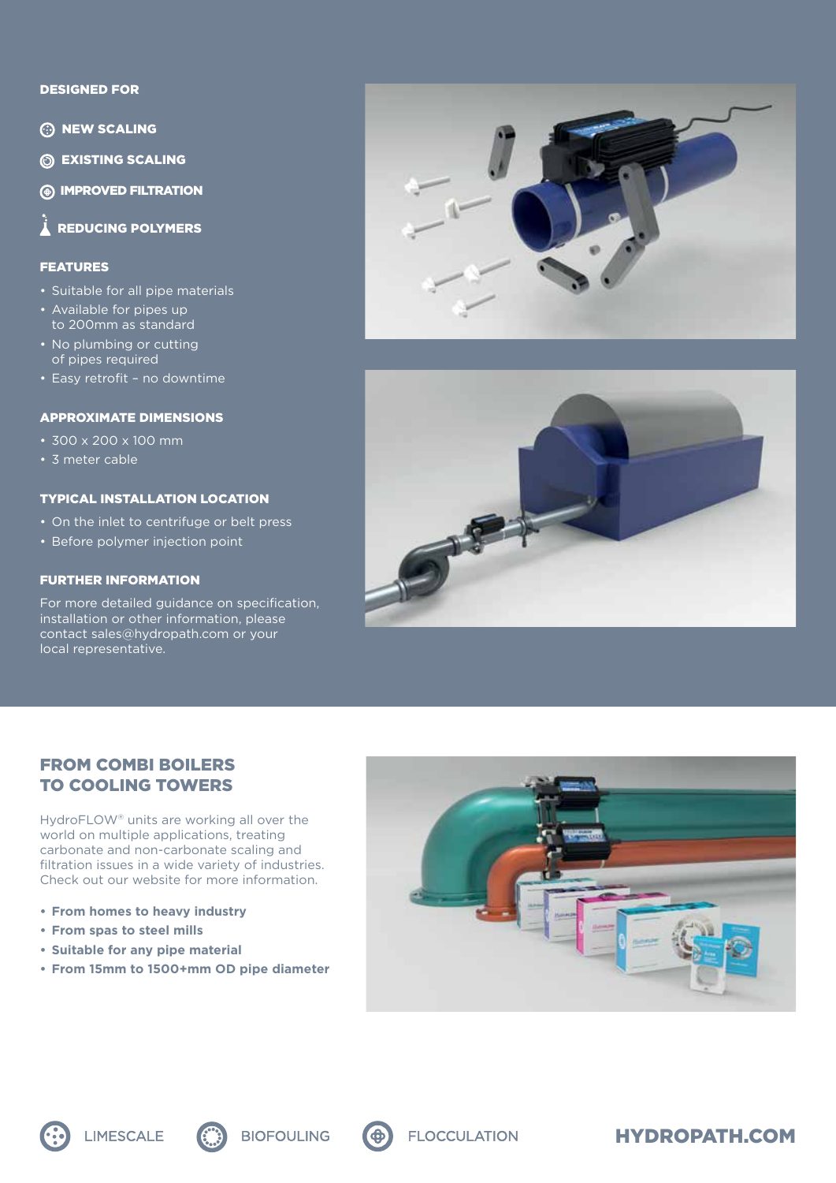## DESIGNED FOR

- NEW SCALING
- EXISTING SCALING
- IMPROVED FILTRATION
- REDUCING POLYMERS

## FEATURES

- Suitable for all pipe materials
- Available for pipes up to 200mm as standard
- No plumbing or cutting of pipes required
- Easy retrofit – no downtime

## APPROXIMATE DIMENSIONS

- 300 x 200 x 100 mm
- 3 meter cable

## TYPICAL INSTALLATION LOCATION

- On the inlet to centrifuge or belt press
- Before polymer injection point

## FURTHER INFORMATION

For more detailed guidance on specification, installation or other information, please contact sales@hydropath.com or your local representative.

## FROM COMBI BOILERS TO COOLING TOWERS

HydroFLOW® units are working all over the world on multiple applications, treating carbonate and non-carbonate scaling and filtration issues in a wide variety of industries. Check out our website for more information.

- **From homes to heavy industry**
- **From spas to steel mills**
- **Suitable for any pipe material**
- **From 15mm to 1500+mm OD pipe diameter**

LIMESCALE BIOFOULING FLOCCULATION

**HYDROPATH.COM**